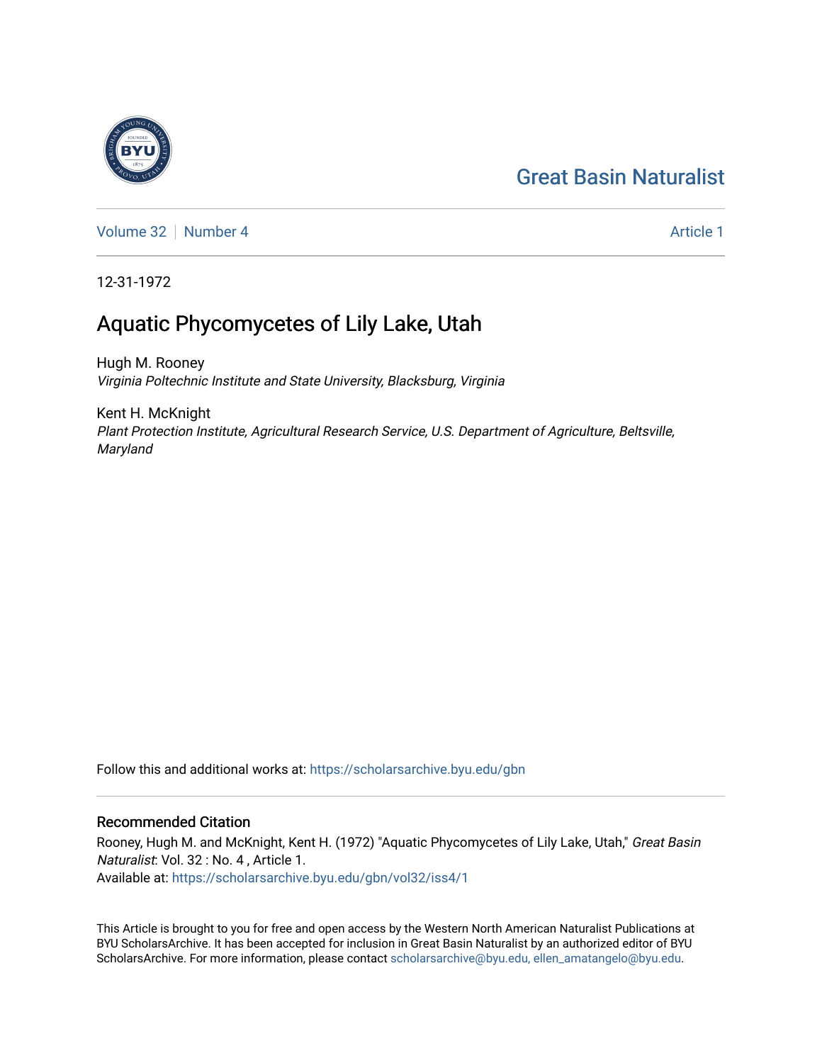Great Basin Naturalist

Volume 32 | Number 4

Article 1

12-31-1972

# Aquatic Phycomycetes of Lily Lake, Utah

Hugh M. Rooney
*Virginia Poltechnic Institute and State University, Blacksburg, Virginia*

Kent H. McKnight
*Plant Protection Institute, Agricultural Research Service, U.S. Department of Agriculture, Beltsville, Maryland*

Follow this and additional works at: https://scholarsarchive.byu.edu/gbn

## Recommended Citation

Rooney, Hugh M. and McKnight, Kent H. (1972) "Aquatic Phycomycetes of Lily Lake, Utah," *Great Basin Naturalist*: Vol. 32 : No. 4 , Article 1.
Available at: https://scholarsarchive.byu.edu/gbn/vol32/iss4/1

This Article is brought to you for free and open access by the Western North American Naturalist Publications at BYU ScholarsArchive. It has been accepted for inclusion in Great Basin Naturalist by an authorized editor of BYU ScholarsArchive. For more information, please contact scholarsarchive@byu.edu, ellen_amatangelo@byu.edu.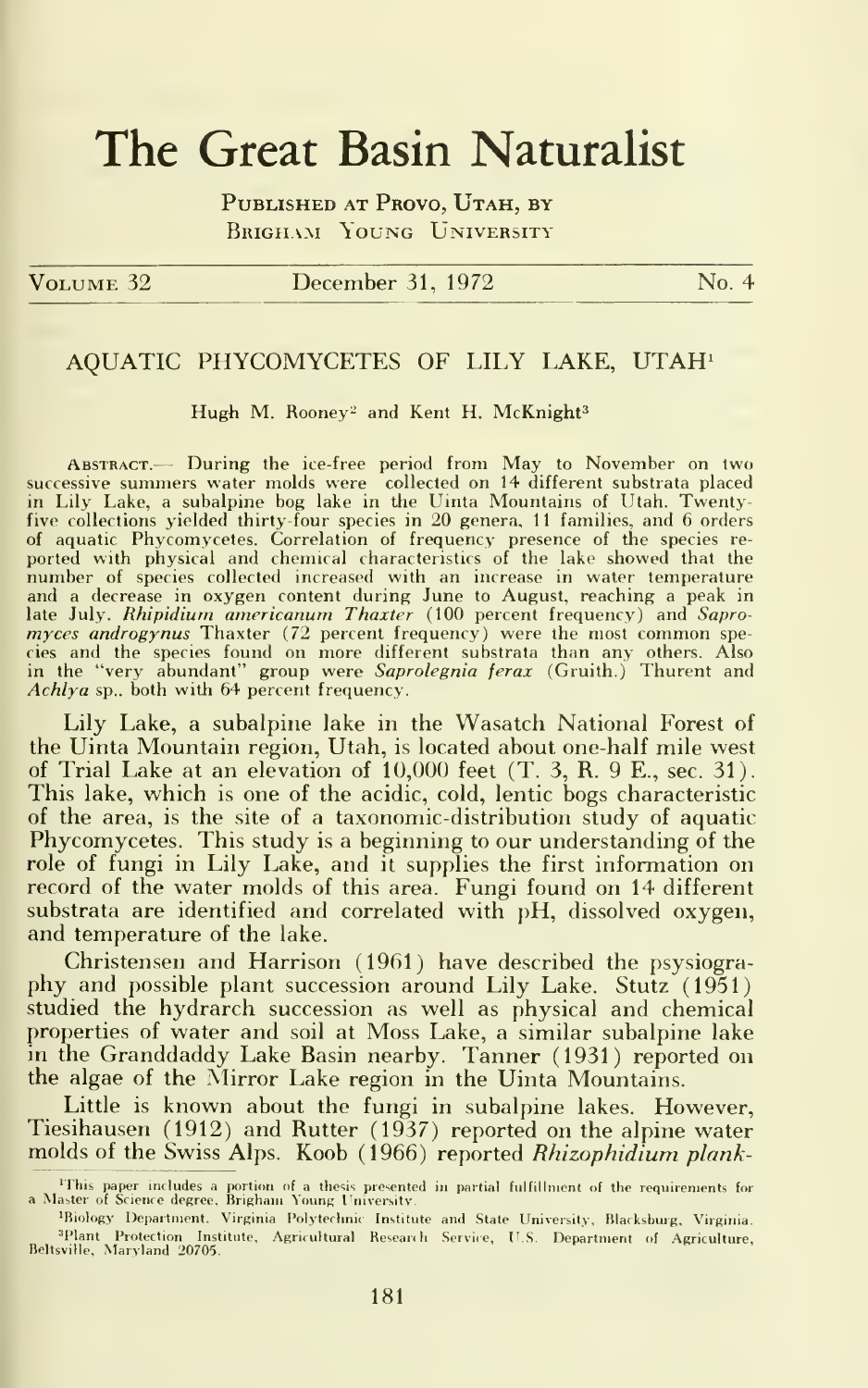# The Great Basin Naturalist

Published at Provo, Utah, by
Brigham Young University

Volume 32 — December 31, 1972 — No. 4

## AQUATIC PHYCOMYCETES OF LILY LAKE, UTAH[1]

Hugh M. Rooney[2] and Kent H. McKnight[3]

Abstract.— During the ice-free period from May to November on two successive summers water molds were collected on 14 different substrata placed in Lily Lake, a subalpine bog lake in the Uinta Mountains of Utah. Twenty-five collections yielded thirty-four species in 20 genera, 11 families, and 6 orders of aquatic Phycomycetes. Correlation of frequency presence of the species reported with physical and chemical characteristics of the lake showed that the number of species collected increased with an increase in water temperature and a decrease in oxygen content during June to August, reaching a peak in late July. *Rhipidium americanum Thaxter* (100 percent frequency) and *Sapromyces androgynus* Thaxter (72 percent frequency) were the most common species and the species found on more different substrata than any others. Also in the "very abundant" group were *Saprolegnia ferax* (Gruith.) Thurent and *Achlya* sp., both with 64 percent frequency.

Lily Lake, a subalpine lake in the Wasatch National Forest of the Uinta Mountain region, Utah, is located about one-half mile west of Trial Lake at an elevation of 10,000 feet (T. 3, R. 9 E., sec. 31). This lake, which is one of the acidic, cold, lentic bogs characteristic of the area, is the site of a taxonomic-distribution study of aquatic Phycomycetes. This study is a beginning to our understanding of the role of fungi in Lily Lake, and it supplies the first information on record of the water molds of this area. Fungi found on 14 different substrata are identified and correlated with pH, dissolved oxygen, and temperature of the lake.

Christensen and Harrison (1961) have described the psysiography and possible plant succession around Lily Lake. Stutz (1951) studied the hydrarch succession as well as physical and chemical properties of water and soil at Moss Lake, a similar subalpine lake in the Granddaddy Lake Basin nearby. Tanner (1931) reported on the algae of the Mirror Lake region in the Uinta Mountains.

Little is known about the fungi in subalpine lakes. However, Tiesihausen (1912) and Rutter (1937) reported on the alpine water molds of the Swiss Alps. Koob (1966) reported *Rhizophidium plank-*

[1] This paper includes a portion of a thesis presented in partial fulfillment of the requirements for a Master of Science degree, Brigham Young University.

[2] Biology Department, Virginia Polytechnic Institute and State University, Blacksburg, Virginia.

[3] Plant Protection Institute, Agricultural Research Service, U.S. Department of Agriculture, Beltsville, Maryland 20705.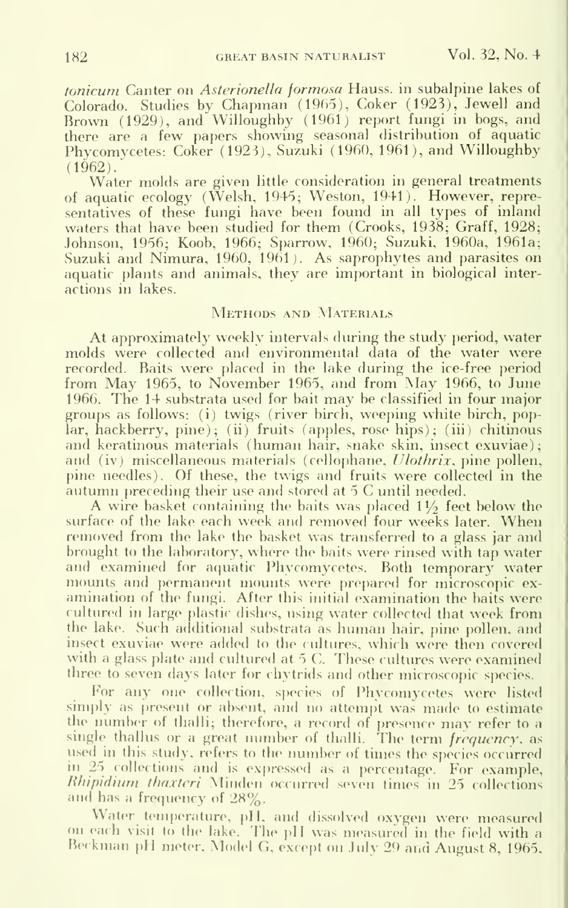*tonicum* Canter on *Asterionella formosa* Hauss. in subalpine lakes of Colorado. Studies by Chapman (1965), Coker (1923), Jewell and Brown (1929), and Willoughby (1961) report fungi in bogs, and there are a few papers showing seasonal distribution of aquatic Phycomycetes: Coker (1923), Suzuki (1960, 1961), and Willoughby (1962).

Water molds are given little consideration in general treatments of aquatic ecology (Welsh, 1945; Weston, 1941). However, representatives of these fungi have been found in all types of inland waters that have been studied for them (Crooks, 1938; Graff, 1928; Johnson, 1956; Koob, 1966; Sparrow, 1960; Suzuki, 1960a, 1961a; Suzuki and Nimura, 1960, 1961). As saprophytes and parasites on aquatic plants and animals, they are important in biological interactions in lakes.

## Methods and Materials

At approximately weekly intervals during the study period, water molds were collected and environmental data of the water were recorded. Baits were placed in the lake during the ice-free period from May 1965, to November 1965, and from May 1966, to June 1966. The 14 substrata used for bait may be classified in four major groups as follows: (i) twigs (river birch, weeping white birch, poplar, hackberry, pine); (ii) fruits (apples, rose hips); (iii) chitinous and keratinous materials (human hair, snake skin, insect exuviae); and (iv) miscellaneous materials (cellophane, *Ulothrix*, pine pollen, pine needles). Of these, the twigs and fruits were collected in the autumn preceding their use and stored at 5 C until needed.

A wire basket containing the baits was placed 1½ feet below the surface of the lake each week and removed four weeks later. When removed from the lake the basket was transferred to a glass jar and brought to the laboratory, where the baits were rinsed with tap water and examined for aquatic Phycomycetes. Both temporary water mounts and permanent mounts were prepared for microscopic examination of the fungi. After this initial examination the baits were cultured in large plastic dishes, using water collected that week from the lake. Such additional substrata as human hair, pine pollen, and insect exuviae were added to the cultures, which were then covered with a glass plate and cultured at 5 C. These cultures were examined three to seven days later for chytrids and other microscopic species.

For any one collection, species of Phycomycetes were listed simply as present or absent, and no attempt was made to estimate the number of thalli; therefore, a record of presence may refer to a single thallus or a great number of thalli. The term *frequency*, as used in this study, refers to the number of times the species occurred in 25 collections and is expressed as a percentage. For example, *Rhipidium thaxteri* Minden occurred seven times in 25 collections and has a frequency of 28%.

Water temperature, pH, and dissolved oxygen were measured on each visit to the lake. The pH was measured in the field with a Beckman pH meter, Model G, except on July 29 and August 8, 1965.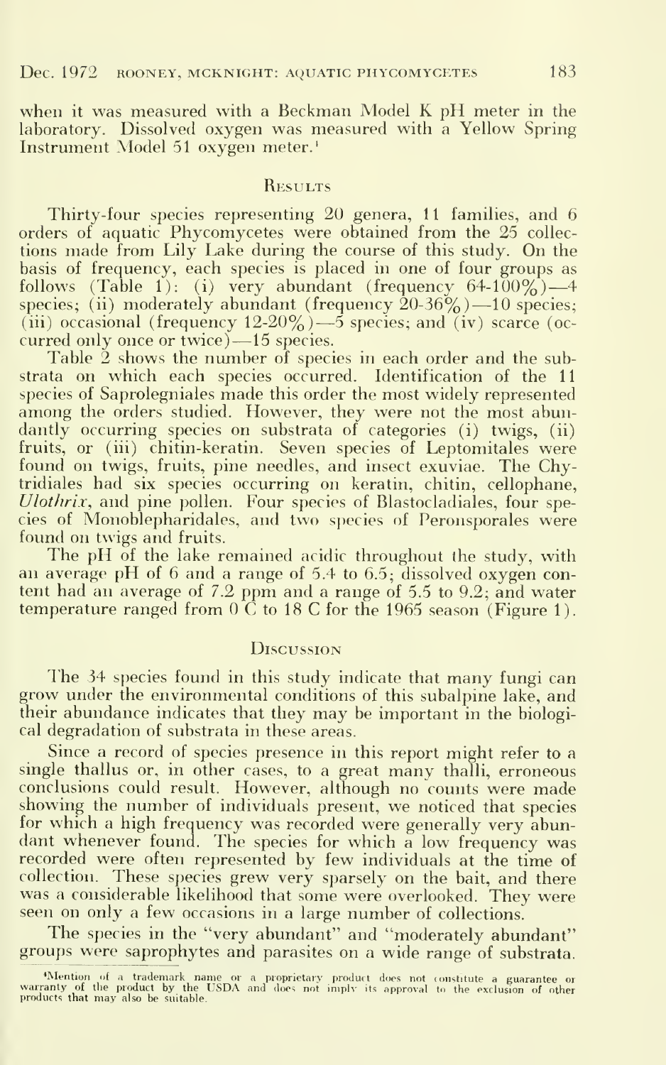when it was measured with a Beckman Model K pH meter in the laboratory. Dissolved oxygen was measured with a Yellow Spring Instrument Model 51 oxygen meter.[1]

## Results

Thirty-four species representing 20 genera, 11 families, and 6 orders of aquatic Phycomycetes were obtained from the 25 collections made from Lily Lake during the course of this study. On the basis of frequency, each species is placed in one of four groups as follows (Table 1): (i) very abundant (frequency 64-100%)—4 species; (ii) moderately abundant (frequency 20-36%)—10 species; (iii) occasional (frequency 12-20%)—5 species; and (iv) scarce (occurred only once or twice)—15 species.

Table 2 shows the number of species in each order and the substrata on which each species occurred. Identification of the 11 species of Saprolegniales made this order the most widely represented among the orders studied. However, they were not the most abundantly occurring species on substrata of categories (i) twigs, (ii) fruits, or (iii) chitin-keratin. Seven species of Leptomitales were found on twigs, fruits, pine needles, and insect exuviae. The Chytridiales had six species occurring on keratin, chitin, cellophane, *Ulothrix*, and pine pollen. Four species of Blastocladiales, four species of Monoblepharidales, and two species of Peronsporales were found on twigs and fruits.

The pH of the lake remained acidic throughout the study, with an average pH of 6 and a range of 5.4 to 6.5; dissolved oxygen content had an average of 7.2 ppm and a range of 5.5 to 9.2; and water temperature ranged from 0 C to 18 C for the 1965 season (Figure 1).

## Discussion

The 34 species found in this study indicate that many fungi can grow under the environmental conditions of this subalpine lake, and their abundance indicates that they may be important in the biological degradation of substrata in these areas.

Since a record of species presence in this report might refer to a single thallus or, in other cases, to a great many thalli, erroneous conclusions could result. However, although no counts were made showing the number of individuals present, we noticed that species for which a high frequency was recorded were generally very abundant whenever found. The species for which a low frequency was recorded were often represented by few individuals at the time of collection. These species grew very sparsely on the bait, and there was a considerable likelihood that some were overlooked. They were seen on only a few occasions in a large number of collections.

The species in the "very abundant" and "moderately abundant" groups were saprophytes and parasites on a wide range of substrata.

[1]Mention of a trademark name or a proprietary product does not constitute a guarantee or warranty of the product by the USDA and does not imply its approval to the exclusion of other products that may also be suitable.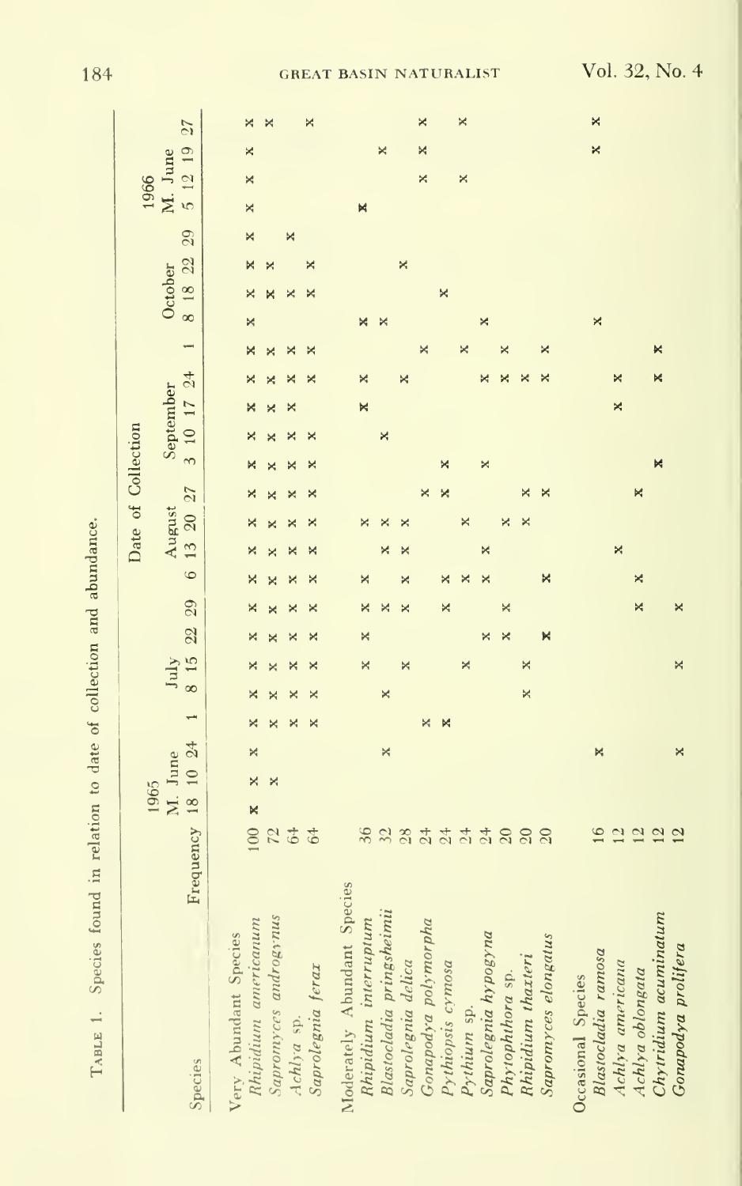Table 1. Species found in relation to date of collection and abundance.

| Species | Frequency | Date of Collection | | | | | | | | | | | | | | | | | | | | | | | | |
|---|---|---|---|---|---|---|---|---|---|---|---|---|---|---|---|---|---|---|---|---|---|---|---|---|---|---|
| | | 1965 | | | | | | | | | | | | | | | | | | | | | 1966 | | | |
| | | M. June | | | July | | | | | August | | | | September | | | | October | | | | | M. June | | | |
| | | 18 | 10 | 24 | 1 | 8 | 15 | 22 | 29 | 6 | 13 | 20 | 27 | 3 | 10 | 17 | 24 | 1 | 8 | 18 | 22 | 29 | 5 | 12 | 19 | 27 |
| **Very Abundant Species** | | | | | | | | | | | | | | | | | | | | | | | | | | |
| *Rhipidium americanum* | 100 | x | x | x | x | x | x | x | x | x | x | x | x | x | x | x | x | x | x | x | x | x | x | x | x | x |
| *Sapromyces androgynus* | 72 | | x | | x | x | x | x | x | x | x | x | x | x | x | x | x | x | | x | x | | | | | x |
| *Achlya* sp. | 64 | | | | x | x | x | x | x | x | x | x | x | x | x | x | x | x | | x | | x | | | | |
| *Saprolegnia ferax* | 64 | | | | x | x | x | x | x | x | x | x | x | x | x | | x | x | | x | x | | | | | x |
| **Moderately Abundant Species** | | | | | | | | | | | | | | | | | | | | | | | | | | |
| *Rhipidium interruptum* | 36 | | | | | | x | x | x | x | | x | | | | x | x | | x | | | | x | | | |
| *Blastocladia pringsheimii* | 32 | | | x | | x | | | x | | x | x | | | x | | | | x | | | | | | x | |
| *Saprolegnia delica* | 28 | | | | | | x | | x | x | x | x | | | | | x | | | | x | | | | | |
| *Gonapodya polymorpha* | 24 | | | | x | | | | | | | | x | | | | | x | | | | | | x | x | x |
| *Pythiopsis cymosa* | 24 | | | | x | | | | x | x | | | x | x | | | | | | x | | | | | | |
| *Pythium* sp. | 24 | | | | | | x | | | x | | x | | | | | | x | | | | | | x | | x |
| *Saprolegnia hypogyna* | 24 | | | | | | | x | | x | x | | | x | | | x | | x | | | | | | | |
| *Phytophthora* sp. | 20 | | | | | | | x | x | | | x | | | | | x | x | | | | | | | | |
| *Rhipidium thaxteri* | 20 | | | | | x | x | | | | | x | x | | | | x | | | | | | | | | |
| *Sapromyces elongatus* | 20 | | | | | | | x | | x | | | x | | | | x | x | | | | | | | | |
| **Occasional Species** | | | | | | | | | | | | | | | | | | | | | | | | | | |
| *Blastocladia ramosa* | 16 | | | x | | | | | | | | | | | | | | | x | | | | | | x | x |
| *Achlya americana* | 12 | | | | | | | | | | x | | | | | x | x | | | | | | | | | |
| *Achlya oblongata* | 12 | | | | | | | | x | x | | | x | | | | | | | | | | | | | |
| *Chytridium acuminatum* | 12 | | | | | | | | | | | | | x | | | x | x | | | | | | | | |
| *Gonapodya prolifera* | 12 | | | x | | | x | | x | | | | | | | | | | | | | | | | | |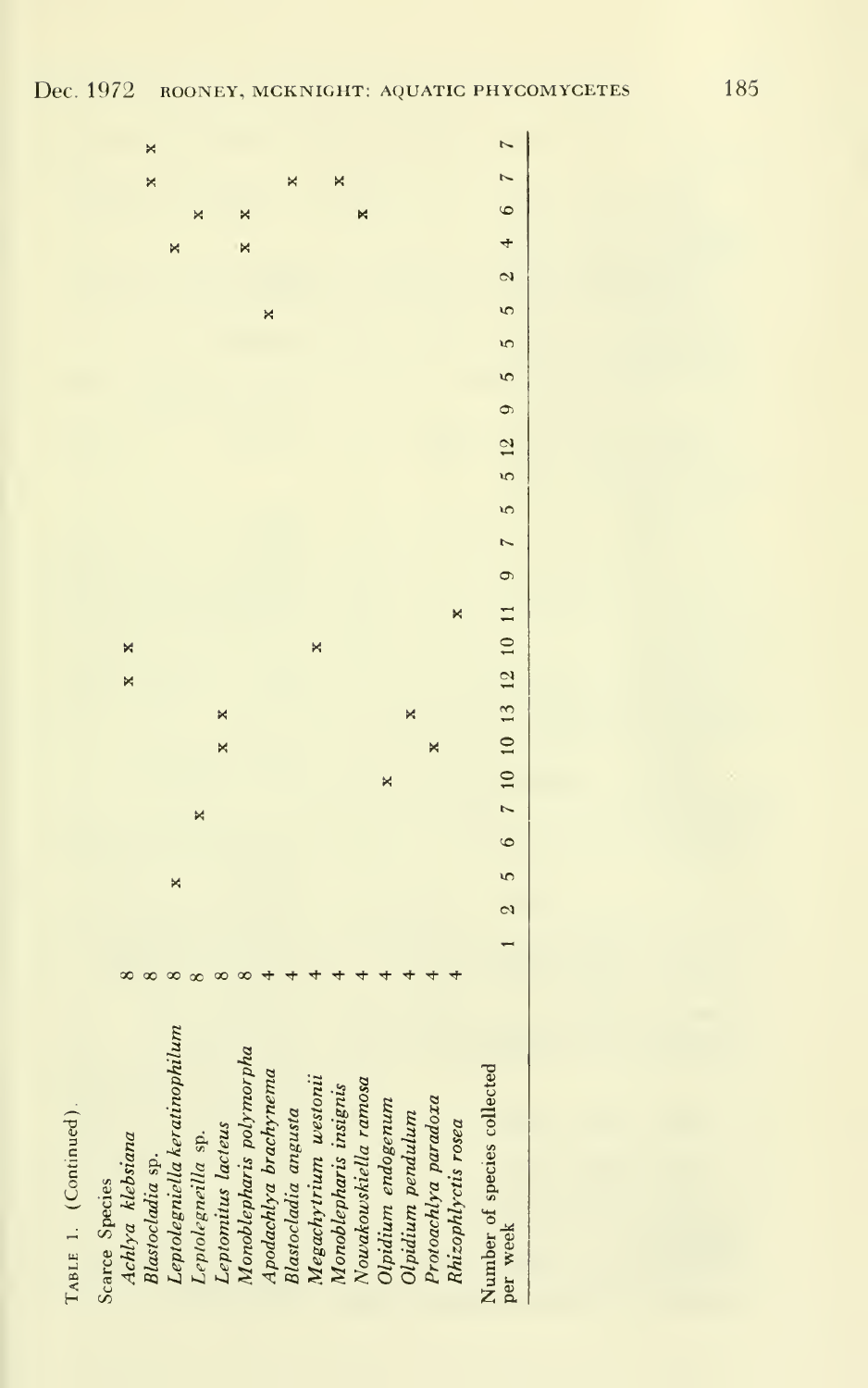TABLE 1. (Continued).

| Scarce Species | | | | | | | | | | | | | | | | | | | | | | | | | | |
|---|---|---|---|---|---|---|---|---|---|---|---|---|---|---|---|---|---|---|---|---|---|---|---|---|---|---|
| *Achlya klebsiana* | 8 | | | | | | | | | x | x | | | | | | | | | | | | | | | |
| *Blastocladia* sp. | 8 | | | | | | | | | | | | | | | | | | | | | | | | x | x |
| *Leptolegniella keratinophilum* | 8 | | | x | | | | | | | | | | | | | | | | | | | x | | | |
| *Leptolegneilla* sp. | 8 | | | | | x | | | | | | | | | | | | | | | | | | x | | |
| *Leptomitus lacteus* | 8 | | | | | | | x | x | | | | | | | | | | | | | | | | | |
| *Monoblepharis polymorpha* | 8 | | | | | | | | | | | | | | | | | | | | | | x | x | | |
| *Apodachlya brachynema* | 4 | | | | | | | | | | | | | | | | | | | | x | | | | | |
| *Blastocladia angusta* | 4 | | | | | | | | | | | | | | | | | | | | | | | | x | |
| *Megachytrium westonii* | 4 | | | | | | | | | | x | | | | | | | | | | | | | | | |
| *Monoblepharis insignis* | 4 | | | | | | | | | | | | | | | | | | | | | | | | x | |
| *Nowakowskiella ramosa* | 4 | | | | | | | | | | | | | | | | | | | | | | | x | | |
| *Olpidium endogenum* | 4 | | | | | | x | | | | | | | | | | | | | | | | | | | |
| *Olpidium pendulum* | 4 | | | | | | | | x | | | | | | | | | | | | | | | | | |
| *Protoachlya paradoxa* | 4 | | | | | | | x | | | | | | | | | | | | | | | | | | |
| *Rhizophlyctis rosea* | 4 | | | | | | | | | | | x | | | | | | | | | | | | | | |
| Number of species collected per week | | 1 | 2 | 5 | 6 | 7 | 10 | 10 | 13 | 12 | 10 | 11 | 9 | 7 | 5 | 5 | 12 | 9 | 5 | 5 | 5 | 2 | 4 | 6 | 7 | 7 |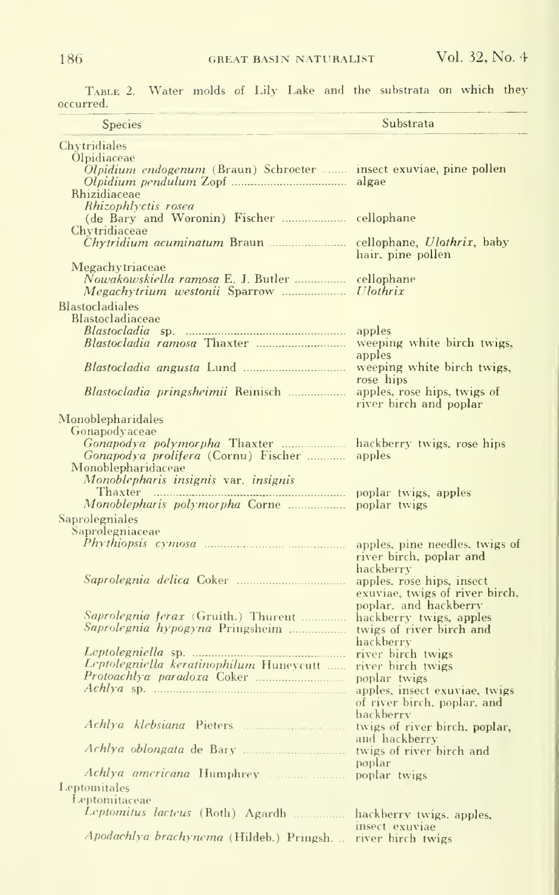Table 2. Water molds of Lily Lake and the substrata on which they occurred.

| Species | Substrata |
|---|---|
| Chytridiales | |
| Olpidiaceae | |
| *Olpidium endogenum* (Braun) Schroeter | insect exuviae, pine pollen |
| *Olpidium pendulum* Zopf | algae |
| Rhizidiaceae | |
| *Rhizophlyctis rosea* (de Bary and Woronin) Fischer | cellophane |
| Chytridiaceae | |
| *Chytridium acuminatum* Braun | cellophane, *Ulothrix*, baby hair, pine pollen |
| Megachytriaceae | |
| *Nowakowskiella ramosa* E. J. Butler | cellophane |
| *Megachytrium westonii* Sparrow | *Ulothrix* |
| Blastocladiales | |
| Blastocladiaceae | |
| *Blastocladia* sp. | apples |
| *Blastocladia ramosa* Thaxter | weeping white birch twigs, apples |
| *Blastocladia angusta* Lund | weeping white birch twigs, rose hips |
| *Blastocladia pringsheimii* Reinisch | apples, rose hips, twigs of river birch and poplar |
| Monoblepharidales | |
| Gonapodyaceae | |
| *Gonapodya polymorpha* Thaxter | hackberry twigs, rose hips |
| *Gonapodya prolifera* (Cornu) Fischer | apples |
| Monoblepharidaceae | |
| *Monoblepharis insignis* var. *insignis* Thaxter | poplar twigs, apples |
| *Monoblepharis polymorpha* Corne | poplar twigs |
| Saprolegniales | |
| Saprolegniaceae | |
| *Phythiopsis cymosa* | apples, pine needles, twigs of river birch, poplar and hackberry |
| *Saprolegnia delica* Coker | apples, rose hips, insect exuviae, twigs of river birch, poplar, and hackberry |
| *Saprolegnia ferax* (Gruith.) Thurent | hackberry twigs, apples |
| *Saprolegnia hypogyna* Pringsheim | twigs of river birch and hackberry |
| *Leptolegniella* sp. | river birch twigs |
| *Leptolegniella keratinophilum* Huneycutt | river birch twigs |
| *Protoachlya paradoxa* Coker | poplar twigs |
| *Achlya* sp. | apples, insect exuviae, twigs of river birch, poplar, and hackberry |
| *Achlya klebsiana* Pieters | twigs of river birch, poplar, and hackberry |
| *Achlya oblongata* de Bary | twigs of river birch and poplar |
| *Achlya americana* Humphrey | poplar twigs |
| Leptomitales | |
| Leptomitaceae | |
| *Leptomitus lacteus* (Roth) Agardh | hackberry twigs, apples, insect exuviae |
| *Apodachlya brachynema* (Hildeb.) Pringsh. | river birch twigs |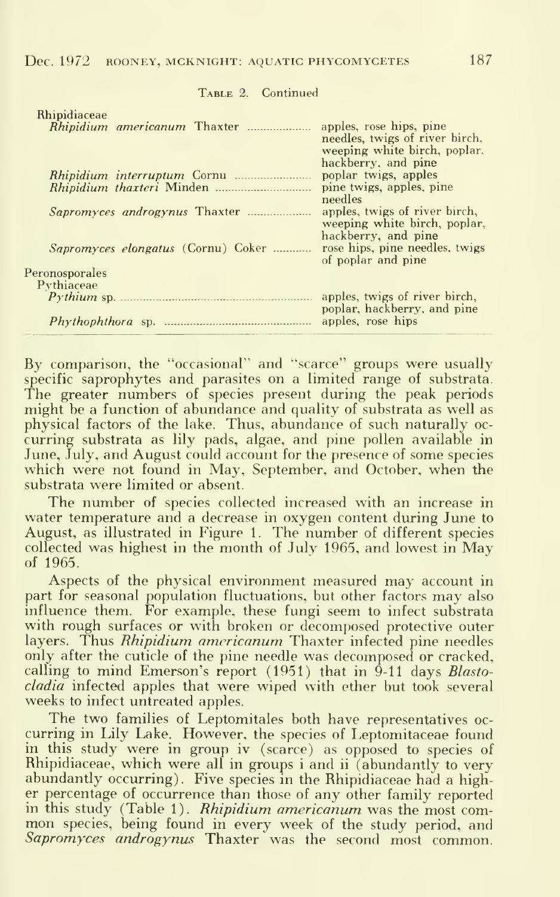Table 2. Continued

| | |
|---|---|
| Rhipidiaceae | |
| *Rhipidium americanum* Thaxter | apples, rose hips, pine needles, twigs of river birch, weeping white birch, poplar, hackberry, and pine |
| *Rhipidium interruptum* Cornu | poplar twigs, apples |
| *Rhipidium thaxteri* Minden | pine twigs, apples, pine needles |
| *Sapromyces androgynus* Thaxter | apples, twigs of river birch, weeping white birch, poplar, hackberry, and pine |
| *Sapromyces elongatus* (Cornu) Coker | rose hips, pine needles, twigs of poplar and pine |
| Peronosporales | |
| Pythiaceae | |
| *Pythium* sp. | apples, twigs of river birch, poplar, hackberry, and pine |
| *Phythophthora* sp. | apples, rose hips |

By comparison, the "occasional" and "scarce" groups were usually specific saprophytes and parasites on a limited range of substrata. The greater numbers of species present during the peak periods might be a function of abundance and quality of substrata as well as physical factors of the lake. Thus, abundance of such naturally occurring substrata as lily pads, algae, and pine pollen available in June, July, and August could account for the presence of some species which were not found in May, September, and October, when the substrata were limited or absent.

The number of species collected increased with an increase in water temperature and a decrease in oxygen content during June to August, as illustrated in Figure 1. The number of different species collected was highest in the month of July 1965, and lowest in May of 1965.

Aspects of the physical environment measured may account in part for seasonal population fluctuations, but other factors may also influence them. For example, these fungi seem to infect substrata with rough surfaces or with broken or decomposed protective outer layers. Thus *Rhipidium americanum* Thaxter infected pine needles only after the cuticle of the pine needle was decomposed or cracked, calling to mind Emerson's report (1951) that in 9-11 days *Blastocladia* infected apples that were wiped with ether but took several weeks to infect untreated apples.

The two families of Leptomitales both have representatives occurring in Lily Lake. However, the species of Leptomitaceae found in this study were in group iv (scarce) as opposed to species of Rhipidiaceae, which were all in groups i and ii (abundantly to very abundantly occurring). Five species in the Rhipidiaceae had a higher percentage of occurrence than those of any other family reported in this study (Table 1). *Rhipidium americanum* was the most common species, being found in every week of the study period, and *Sapromyces androgynus* Thaxter was the second most common.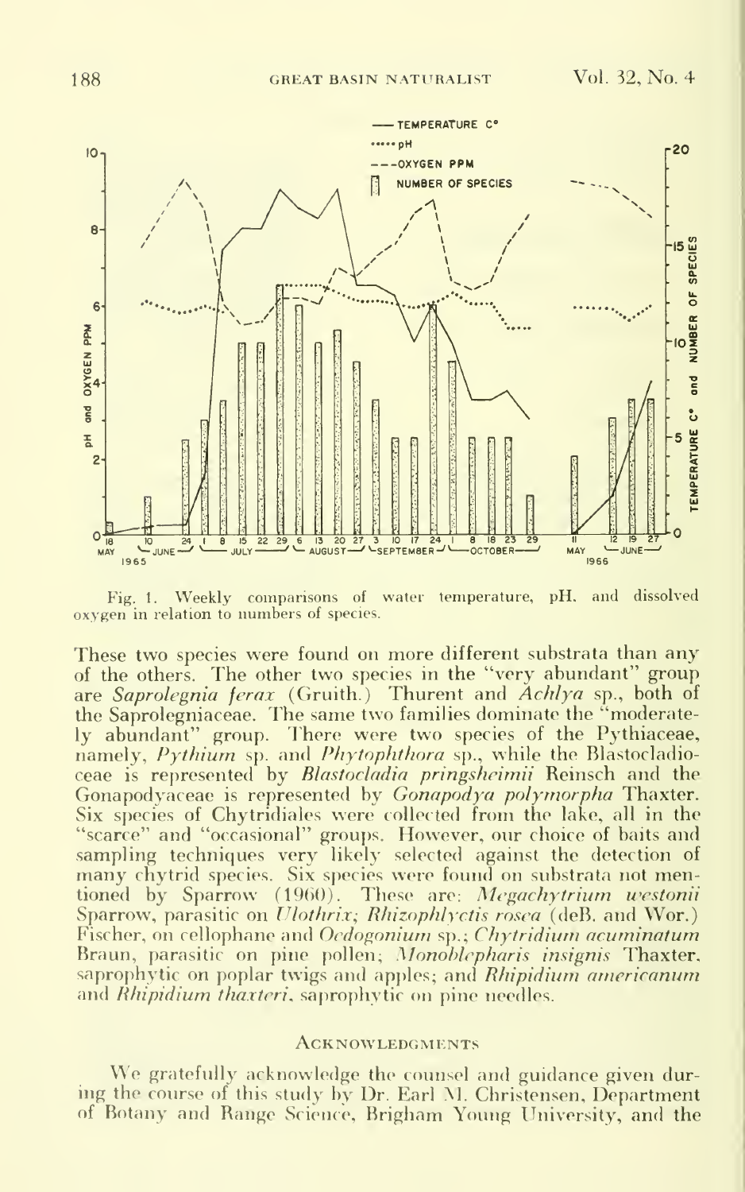— TEMPERATURE C°
••••• pH
- - - OXYGEN PPM
NUMBER OF SPECIES

pH and OXYGEN PPM

TEMPERATURE C° and NUMBER OF SPECIES

0
2
4
6
8
10

0
5
10
15
20

18 MAY 10 JUNE 24 1 8 15 22 29 JULY 6 13 20 27 AUGUST 3 10 17 24 SEPTEMBER 1 8 18 23 29 OCTOBER 11 MAY 12 19 27 JUNE

1965 1966

Fig. 1. Weekly comparisons of water temperature, pH, and dissolved oxygen in relation to numbers of species.

These two species were found on more different substrata than any of the others. The other two species in the "very abundant" group are *Saprolegnia ferax* (Gruith.) Thurent and *Achlya* sp., both of the Saprolegniaceae. The same two families dominate the "moderately abundant" group. There were two species of the Pythiaceae, namely, *Pythium* sp. and *Phytophthora* sp., while the Blastocladioceae is represented by *Blastocladia pringsheimii* Reinsch and the Gonapodyaceae is represented by *Gonapodya polymorpha* Thaxter. Six species of Chytridiales were collected from the lake, all in the "scarce" and "occasional" groups. However, our choice of baits and sampling techniques very likely selected against the detection of many chytrid species. Six species were found on substrata not mentioned by Sparrow (1960). These are: *Megachytrium westonii* Sparrow, parasitic on *Ulothrix; Rhizophlyctis rosea* (deB. and Wor.) Fischer, on cellophane and *Oedogonium* sp.; *Chytridium acuminatum* Braun, parasitic on pine pollen; *Monoblepharis insignis* Thaxter, saprophytic on poplar twigs and apples; and *Rhipidium americanum* and *Rhipidium thaxteri*, saprophytic on pine needles.

## Acknowledgments

We gratefully acknowledge the counsel and guidance given during the course of this study by Dr. Earl M. Christensen, Department of Botany and Range Science, Brigham Young University, and the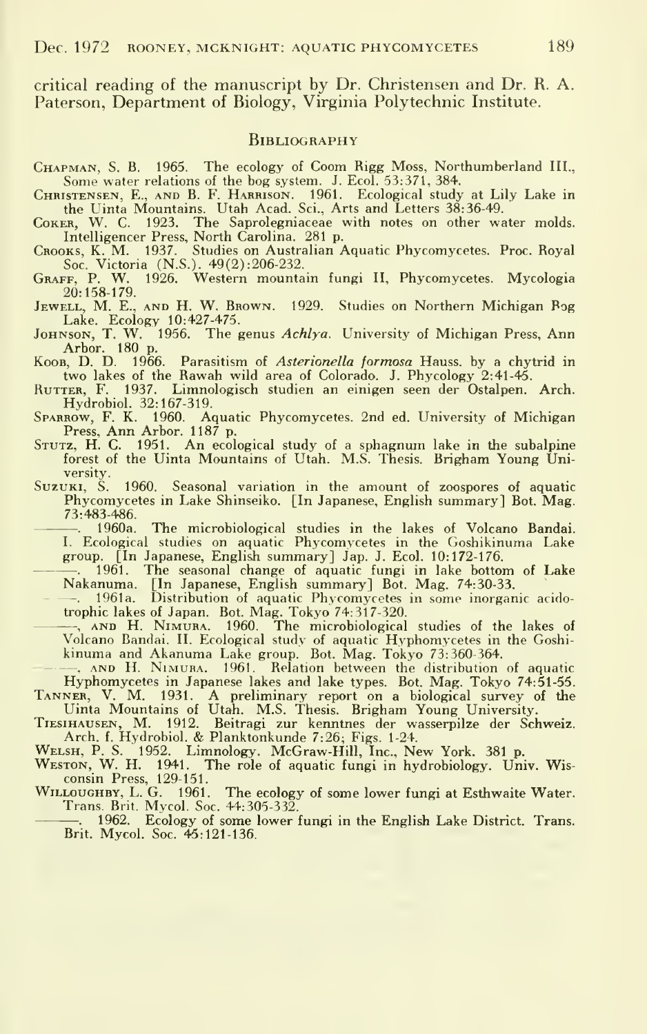critical reading of the manuscript by Dr. Christensen and Dr. R. A. Paterson, Department of Biology, Virginia Polytechnic Institute.

## Bibliography

Chapman, S. B. 1965. The ecology of Coom Rigg Moss, Northumberland III., Some water relations of the bog system. J. Ecol. 53:371, 384.

Christensen, E., and B. F. Harrison. 1961. Ecological study at Lily Lake in the Uinta Mountains. Utah Acad. Sci., Arts and Letters 38:36-49.

Coker, W. C. 1923. The Saprolegniaceae with notes on other water molds. Intelligencer Press, North Carolina. 281 p.

Crooks, K. M. 1937. Studies on Australian Aquatic Phycomycetes. Proc. Royal Soc. Victoria (N.S.). 49(2):206-232.

Graff, P. W. 1926. Western mountain fungi II, Phycomycetes. Mycologia 20:158-179.

Jewell, M. E., and H. W. Brown. 1929. Studies on Northern Michigan Bog Lake. Ecology 10:427-475.

Johnson, T. W. 1956. The genus *Achlya*. University of Michigan Press, Ann Arbor. 180 p.

Koob, D. D. 1966. Parasitism of *Asterionella formosa* Hauss. by a chytrid in two lakes of the Rawah wild area of Colorado. J. Phycology 2:41-45.

Rutter, F. 1937. Limnologisch studien an einigen seen der Ostalpen. Arch. Hydrobiol. 32:167-319.

Sparrow, F. K. 1960. Aquatic Phycomycetes. 2nd ed. University of Michigan Press, Ann Arbor. 1187 p.

Stutz, H. C. 1951. An ecological study of a sphagnum lake in the subalpine forest of the Uinta Mountains of Utah. M.S. Thesis. Brigham Young University.

Suzuki, S. 1960. Seasonal variation in the amount of zoospores of aquatic Phycomycetes in Lake Shinseiko. [In Japanese, English summary] Bot. Mag. 73:483-486.

———. 1960a. The microbiological studies in the lakes of Volcano Bandai. I. Ecological studies on aquatic Phycomycetes in the Goshikinuma Lake group. [In Japanese, English summary] Jap. J. Ecol. 10:172-176.

———. 1961. The seasonal change of aquatic fungi in lake bottom of Lake Nakanuma. [In Japanese, English summary] Bot. Mag. 74:30-33.

———. 1961a. Distribution of aquatic Phycomycetes in some inorganic acidotrophic lakes of Japan. Bot. Mag. Tokyo 74:317-320.

———, and H. Nimura. 1960. The microbiological studies of the lakes of Volcano Bandai. II. Ecological study of aquatic Hyphomycetes in the Goshikinuma and Akanuma Lake group. Bot. Mag. Tokyo 73:360-364.

———, and H. Nimura. 1961. Relation between the distribution of aquatic Hyphomycetes in Japanese lakes and lake types. Bot. Mag. Tokyo 74:51-55.

Tanner, V. M. 1931. A preliminary report on a biological survey of the Uinta Mountains of Utah. M.S. Thesis. Brigham Young University.

Tiesihausen, M. 1912. Beitragi zur kenntnes der wasserpilze der Schweiz. Arch. f. Hydrobiol. & Planktonkunde 7:26; Figs. 1-24.

Welsh, P. S. 1952. Limnology. McGraw-Hill, Inc., New York. 381 p.

Weston, W. H. 1941. The role of aquatic fungi in hydrobiology. Univ. Wisconsin Press, 129-151.

Willoughby, L. G. 1961. The ecology of some lower fungi at Esthwaite Water. Trans. Brit. Mycol. Soc. 44:305-332.

———. 1962. Ecology of some lower fungi in the English Lake District. Trans. Brit. Mycol. Soc. 45:121-136.